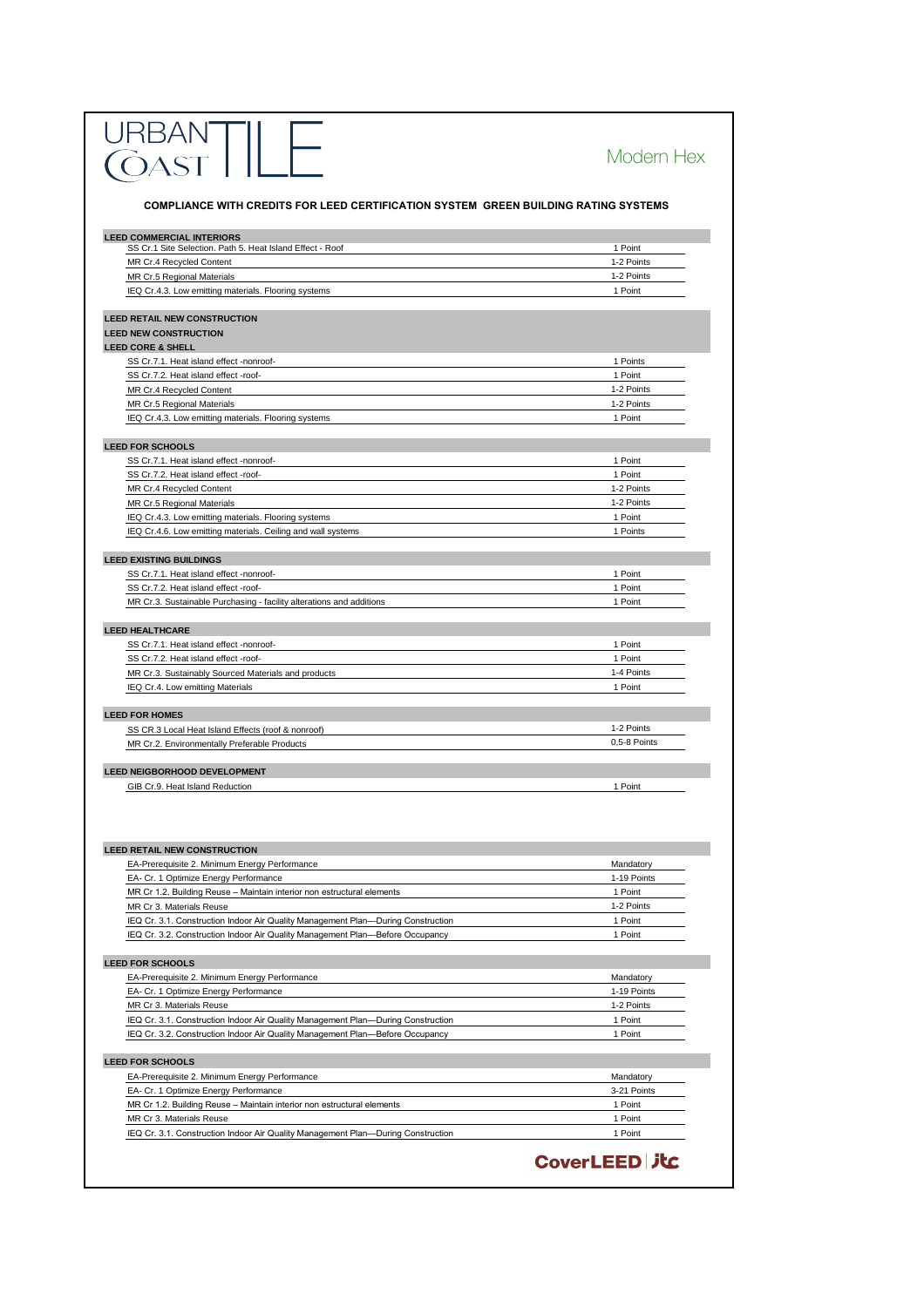# URBAN COAST TILE

## Modern Hex

### COMPLIANCE WITH CREDITS FOR LEED CERTIFICATION SYSTEM GREEN BUILDING RATING SYSTEMS

| LEED COMMERCIAL INTERIORS | |
|---|---|
| SS Cr.1 Site Selection. Path 5. Heat Island Effect - Roof | 1 Point |
| MR Cr.4 Recycled Content | 1-2 Points |
| MR Cr.5 Regional Materials | 1-2 Points |
| IEQ Cr.4.3. Low emitting materials. Flooring systems | 1 Point |

| LEED RETAIL NEW CONSTRUCTION<br>LEED NEW CONSTRUCTION<br>LEED CORE & SHELL | |
|---|---|
| SS Cr.7.1. Heat island effect -nonroof- | 1 Points |
| SS Cr.7.2. Heat island effect -roof- | 1 Point |
| MR Cr.4 Recycled Content | 1-2 Points |
| MR Cr.5 Regional Materials | 1-2 Points |
| IEQ Cr.4.3. Low emitting materials. Flooring systems | 1 Point |

| LEED FOR SCHOOLS | |
|---|---|
| SS Cr.7.1. Heat island effect -nonroof- | 1 Point |
| SS Cr.7.2. Heat island effect -roof- | 1 Point |
| MR Cr.4 Recycled Content | 1-2 Points |
| MR Cr.5 Regional Materials | 1-2 Points |
| IEQ Cr.4.3. Low emitting materials. Flooring systems | 1 Point |
| IEQ Cr.4.6. Low emitting materials. Ceiling and wall systems | 1 Points |

| LEED EXISTING BUILDINGS | |
|---|---|
| SS Cr.7.1. Heat island effect -nonroof- | 1 Point |
| SS Cr.7.2. Heat island effect -roof- | 1 Point |
| MR Cr.3. Sustainable Purchasing - facility alterations and additions | 1 Point |

| LEED HEALTHCARE | |
|---|---|
| SS Cr.7.1. Heat island effect -nonroof- | 1 Point |
| SS Cr.7.2. Heat island effect -roof- | 1 Point |
| MR Cr.3. Sustainably Sourced Materials and products | 1-4 Points |
| IEQ Cr.4. Low emitting Materials | 1 Point |

| LEED FOR HOMES | |
|---|---|
| SS CR.3 Local Heat Island Effects (roof & nonroof) | 1-2 Points |
| MR Cr.2. Environmentally Preferable Products | 0,5-8 Points |

| LEED NEIGBORHOOD DEVELOPMENT | |
|---|---|
| GIB Cr.9. Heat Island Reduction | 1 Point |

| LEED RETAIL NEW CONSTRUCTION | |
|---|---|
| EA-Prerequisite 2. Minimum Energy Performance | Mandatory |
| EA- Cr. 1 Optimize Energy Performance | 1-19 Points |
| MR Cr 1.2. Building Reuse – Maintain interior non estructural elements | 1 Point |
| MR Cr 3. Materials Reuse | 1-2 Points |
| IEQ Cr. 3.1. Construction Indoor Air Quality Management Plan—During Construction | 1 Point |
| IEQ Cr. 3.2. Construction Indoor Air Quality Management Plan—Before Occupancy | 1 Point |

| LEED FOR SCHOOLS | |
|---|---|
| EA-Prerequisite 2. Minimum Energy Performance | Mandatory |
| EA- Cr. 1 Optimize Energy Performance | 1-19 Points |
| MR Cr 3. Materials Reuse | 1-2 Points |
| IEQ Cr. 3.1. Construction Indoor Air Quality Management Plan—During Construction | 1 Point |
| IEQ Cr. 3.2. Construction Indoor Air Quality Management Plan—Before Occupancy | 1 Point |

| LEED FOR SCHOOLS | |
|---|---|
| EA-Prerequisite 2. Minimum Energy Performance | Mandatory |
| EA- Cr. 1 Optimize Energy Performance | 3-21 Points |
| MR Cr 1.2. Building Reuse – Maintain interior non estructural elements | 1 Point |
| MR Cr 3. Materials Reuse | 1 Point |
| IEQ Cr. 3.1. Construction Indoor Air Quality Management Plan—During Construction | 1 Point |

CoverLEED | jtc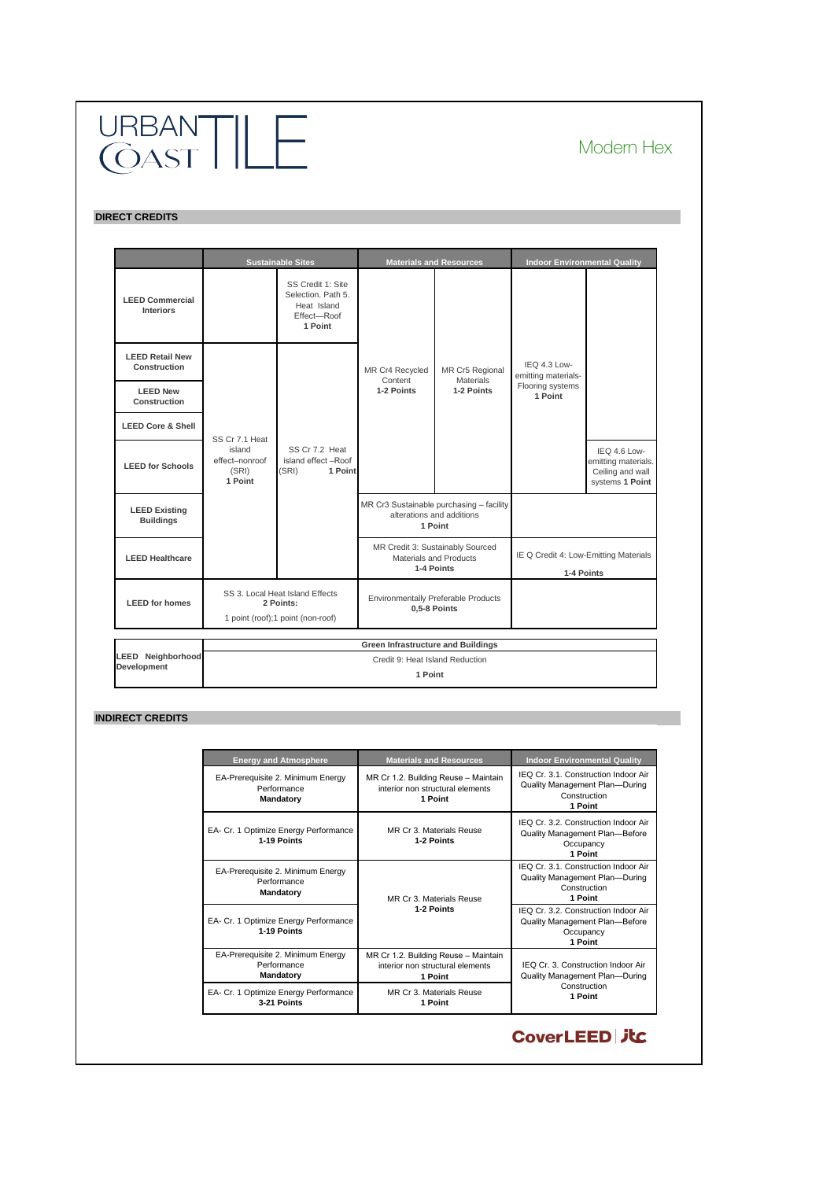URBAN COAST TILE

Modern Hex

## DIRECT CREDITS

| | Sustainable Sites | | Materials and Resources | | Indoor Environmental Quality | |
|---|---|---|---|---|---|---|
| **LEED Commercial Interiors** | | SS Credit 1: Site Selection. Path 5. Heat Island Effect—Roof **1 Point** | MR Cr4 Recycled Content **1-2 Points** | MR Cr5 Regional Materials **1-2 Points** | IEQ 4.3 Low-emitting materials-Flooring systems **1 Point** | |
| **LEED Retail New Construction** | SS Cr 7.1 Heat island effect–nonroof (SRI) **1 Point** | SS Cr 7.2 Heat island effect –Roof (SRI) **1 Point** | MR Cr4 Recycled Content **1-2 Points** | MR Cr5 Regional Materials **1-2 Points** | IEQ 4.3 Low-emitting materials-Flooring systems **1 Point** | |
| **LEED New Construction** | SS Cr 7.1 Heat island effect–nonroof (SRI) **1 Point** | SS Cr 7.2 Heat island effect –Roof (SRI) **1 Point** | MR Cr4 Recycled Content **1-2 Points** | MR Cr5 Regional Materials **1-2 Points** | IEQ 4.3 Low-emitting materials-Flooring systems **1 Point** | |
| **LEED Core & Shell** | SS Cr 7.1 Heat island effect–nonroof (SRI) **1 Point** | SS Cr 7.2 Heat island effect –Roof (SRI) **1 Point** | MR Cr4 Recycled Content **1-2 Points** | MR Cr5 Regional Materials **1-2 Points** | IEQ 4.3 Low-emitting materials-Flooring systems **1 Point** | |
| **LEED for Schools** | SS Cr 7.1 Heat island effect–nonroof (SRI) **1 Point** | SS Cr 7.2 Heat island effect –Roof (SRI) **1 Point** | MR Cr4 Recycled Content **1-2 Points** | MR Cr5 Regional Materials **1-2 Points** | IEQ 4.3 Low-emitting materials-Flooring systems **1 Point** | IEQ 4.6 Low-emitting materials. Ceiling and wall systems **1 Point** |
| **LEED Existing Buildings** | SS Cr 7.1 Heat island effect–nonroof (SRI) **1 Point** | SS Cr 7.2 Heat island effect –Roof (SRI) **1 Point** | MR Cr3 Sustainable purchasing – facility alterations and additions **1 Point** | | | |
| **LEED Healthcare** | SS Cr 7.1 Heat island effect–nonroof (SRI) **1 Point** | SS Cr 7.2 Heat island effect –Roof (SRI) **1 Point** | MR Credit 3: Sustainably Sourced Materials and Products **1-4 Points** | | IE Q Credit 4: Low-Emitting Materials **1-4 Points** | |
| **LEED for homes** | SS 3. Local Heat Island Effects **2 Points:** 1 point (roof);1 point (non-roof) | | Environmentally Preferable Products **0,5-8 Points** | | | |

| | Green Infrastructure and Buildings |
|---|---|
| **LEED Neighborhood Development** | Credit 9: Heat Island Reduction **1 Point** |

## INDIRECT CREDITS

| Energy and Atmosphere | Materials and Resources | Indoor Environmental Quality |
|---|---|---|
| EA-Prerequisite 2. Minimum Energy Performance **Mandatory** | MR Cr 1.2. Building Reuse – Maintain interior non structural elements **1 Point** | IEQ Cr. 3.1. Construction Indoor Air Quality Management Plan—During Construction **1 Point** |
| EA- Cr. 1 Optimize Energy Performance **1-19 Points** | MR Cr 3. Materials Reuse **1-2 Points** | IEQ Cr. 3.2. Construction Indoor Air Quality Management Plan—Before Occupancy **1 Point** |
| EA-Prerequisite 2. Minimum Energy Performance **Mandatory** | MR Cr 3. Materials Reuse **1-2 Points** | IEQ Cr. 3.1. Construction Indoor Air Quality Management Plan—During Construction **1 Point** |
| EA- Cr. 1 Optimize Energy Performance **1-19 Points** | | IEQ Cr. 3.2. Construction Indoor Air Quality Management Plan—Before Occupancy **1 Point** |
| EA-Prerequisite 2. Minimum Energy Performance **Mandatory** | MR Cr 1.2. Building Reuse – Maintain interior non structural elements **1 Point** | IEQ Cr. 3. Construction Indoor Air Quality Management Plan—During Construction **1 Point** |
| EA- Cr. 1 Optimize Energy Performance **3-21 Points** | MR Cr 3. Materials Reuse **1 Point** | |

CoverLEED | jtc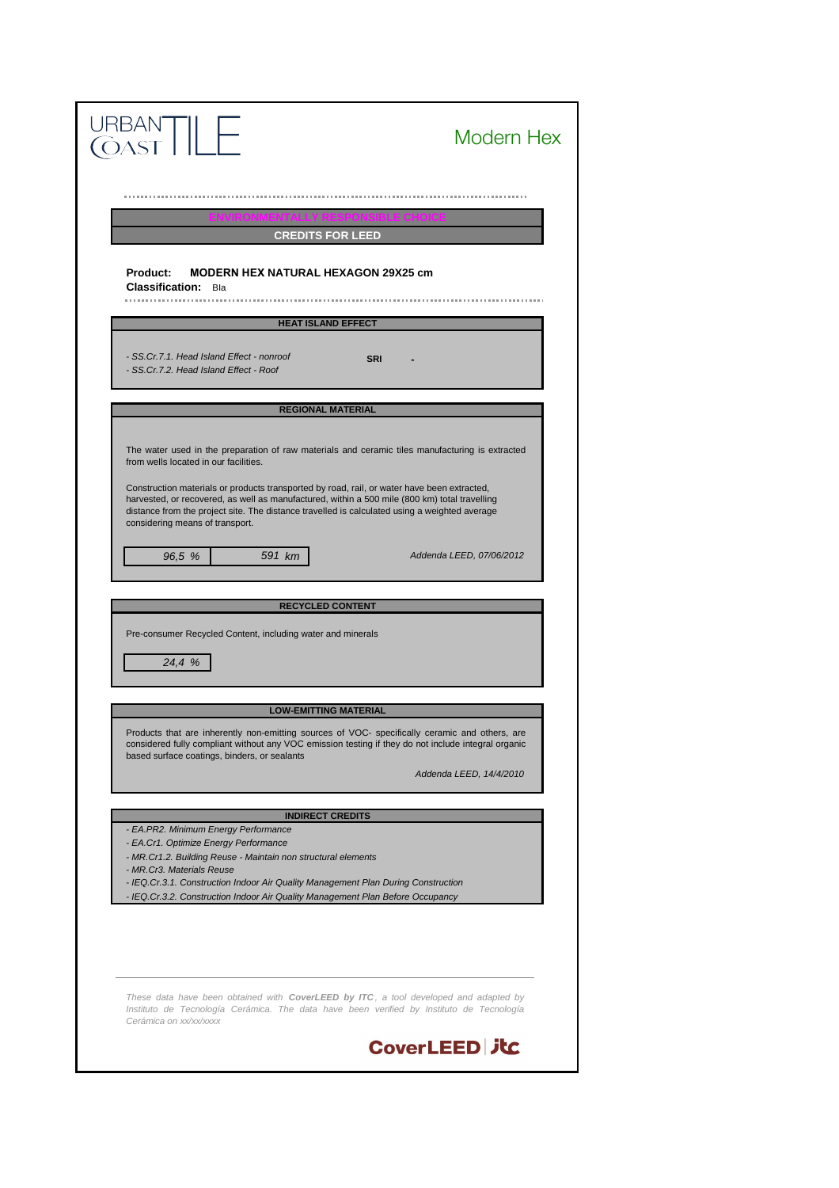URBAN COAST TILE

# Modern Hex

## ENVIRONMENTALLY RESPONSIBLE CHOICE

## CREDITS FOR LEED

**Product:** **MODERN HEX NATURAL HEXAGON 29X25 cm**
**Classification:** Bla

### HEAT ISLAND EFFECT

*- SS.Cr.7.1. Head Island Effect - nonroof*
*- SS.Cr.7.2. Head Island Effect - Roof*

**SRI** -

### REGIONAL MATERIAL

The water used in the preparation of raw materials and ceramic tiles manufacturing is extracted from wells located in our facilities.

Construction materials or products transported by road, rail, or water have been extracted, harvested, or recovered, as well as manufactured, within a 500 mile (800 km) total travelling distance from the project site. The distance travelled is calculated using a weighted average considering means of transport.

| *96,5 %* | *591 km* |
|---|---|

*Addenda LEED, 07/06/2012*

### RECYCLED CONTENT

Pre-consumer Recycled Content, including water and minerals

*24,4 %*

### LOW-EMITTING MATERIAL

Products that are inherently non-emitting sources of VOC- specifically ceramic and others, are considered fully compliant without any VOC emission testing if they do not include integral organic based surface coatings, binders, or sealants

*Addenda LEED, 14/4/2010*

### INDIRECT CREDITS

*- EA.PR2. Minimum Energy Performance*
*- EA.Cr1. Optimize Energy Performance*
*- MR.Cr1.2. Building Reuse - Maintain non structural elements*
*- MR.Cr3. Materials Reuse*
*- IEQ.Cr.3.1. Construction Indoor Air Quality Management Plan During Construction*
*- IEQ.Cr.3.2. Construction Indoor Air Quality Management Plan Before Occupancy*

*These data have been obtained with **CoverLEED by ITC**, a tool developed and adapted by Instituto de Tecnología Cerámica. The data have been verified by Instituto de Tecnología Cerámica on xx/xx/xxxx*

CoverLEED | itc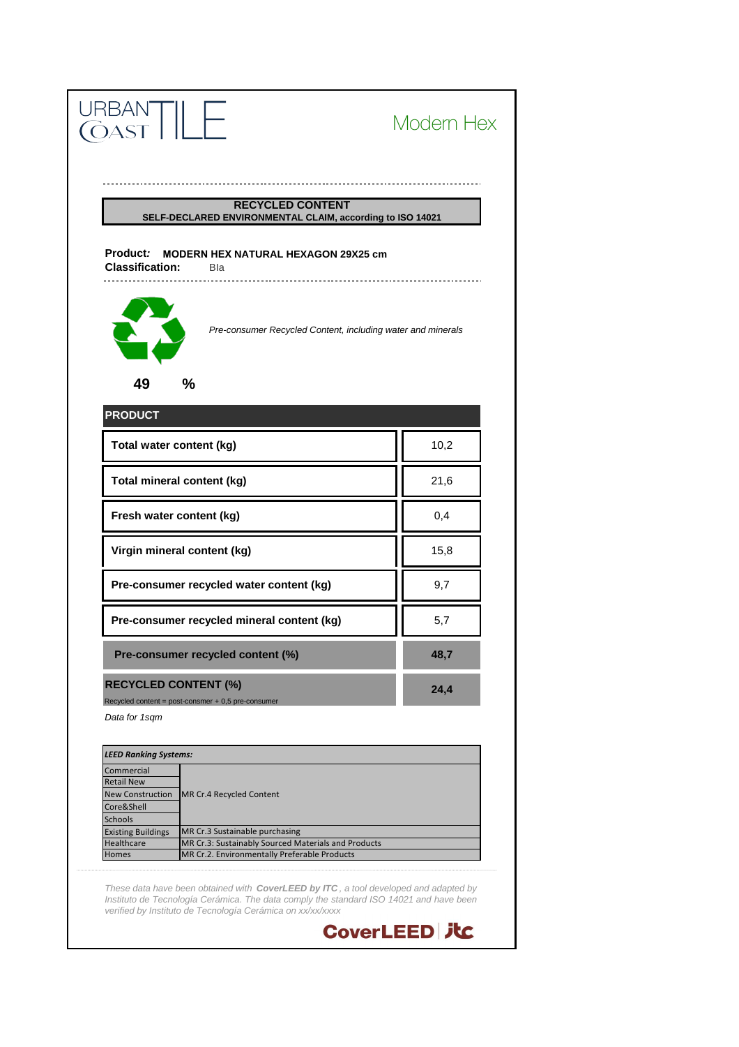URBAN COAST TILE

# Modern Hex

**RECYCLED CONTENT**
**SELF-DECLARED ENVIRONMENTAL CLAIM, according to ISO 14021**

**Product:** **MODERN HEX NATURAL HEXAGON 29X25 cm**
**Classification:** BIa

*Pre-consumer Recycled Content, including water and minerals*

**49 %**

| PRODUCT | |
|---|---|
| **Total water content (kg)** | 10,2 |
| **Total mineral content (kg)** | 21,6 |
| **Fresh water content (kg)** | 0,4 |
| **Virgin mineral content (kg)** | 15,8 |
| **Pre-consumer recycled water content (kg)** | 9,7 |
| **Pre-consumer recycled mineral content (kg)** | 5,7 |
| **Pre-consumer recycled content (%)** | **48,7** |
| **RECYCLED CONTENT (%)**<br>Recycled content = post-consumer + 0,5 pre-consumer | **24,4** |

*Data for 1sqm*

| *LEED Ranking Systems:* | |
|---|---|
| Commercial | MR Cr.4 Recycled Content |
| Retail New | |
| New Construction | |
| Core&Shell | |
| Schools | |
| Existing Buildings | MR Cr.3 Sustainable purchasing |
| Healthcare | MR Cr.3: Sustainably Sourced Materials and Products |
| Homes | MR Cr.2. Environmentally Preferable Products |

*These data have been obtained with **CoverLEED by ITC**, a tool developed and adapted by Instituto de Tecnología Cerámica. The data comply the standard ISO 14021 and have been verified by Instituto de Tecnología Cerámica on xx/xx/xxxx*

**CoverLEED | itc**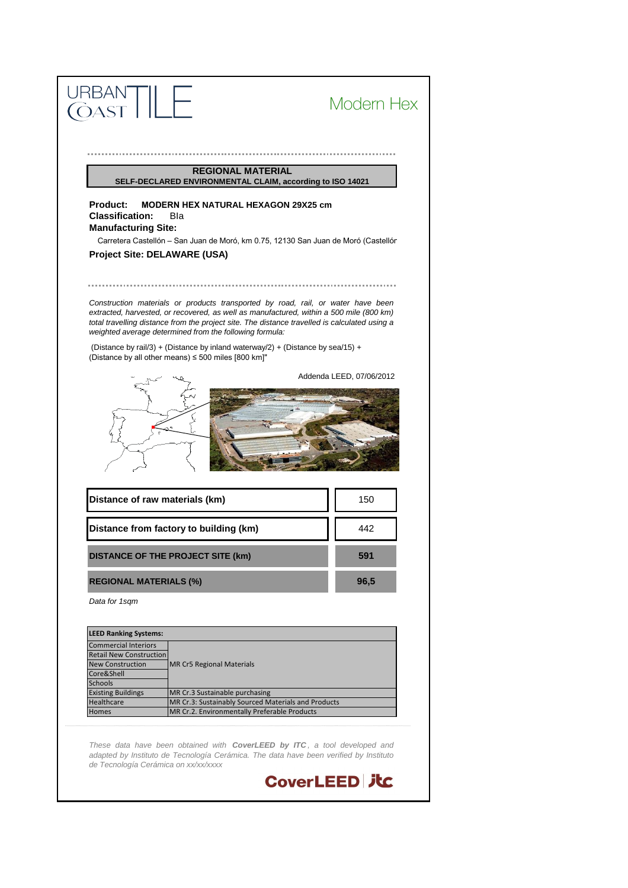URBAN COAST TILE

# Modern Hex

**REGIONAL MATERIAL**
**SELF-DECLARED ENVIRONMENTAL CLAIM, according to ISO 14021**

**Product:** **MODERN HEX NATURAL HEXAGON 29X25 cm**
**Classification:** BIa
**Manufacturing Site:**

Carretera Castellón – San Juan de Moró, km 0.75, 12130 San Juan de Moró (Castellón

**Project Site: DELAWARE (USA)**

*Construction materials or products transported by road, rail, or water have been extracted, harvested, or recovered, as well as manufactured, within a 500 mile (800 km) total travelling distance from the project site. The distance travelled is calculated using a weighted average determined from the following formula:*

(Distance by rail/3) + (Distance by inland waterway/2) + (Distance by sea/15) + (Distance by all other means) ≤ 500 miles [800 km]"

Addenda LEED, 07/06/2012

| | |
|---|---|
| **Distance of raw materials (km)** | 150 |
| **Distance from factory to building (km)** | 442 |
| **DISTANCE OF THE PROJECT SITE (km)** | **591** |
| **REGIONAL MATERIALS (%)** | **96,5** |

*Data for 1sqm*

| **LEED Ranking Systems:** | |
|---|---|
| Commercial Interiors | MR Cr5 Regional Materials |
| Retail New Construction | MR Cr5 Regional Materials |
| New Construction | MR Cr5 Regional Materials |
| Core&Shell | MR Cr5 Regional Materials |
| Schools | MR Cr5 Regional Materials |
| Existing Buildings | MR Cr.3 Sustainable purchasing |
| Healthcare | MR Cr.3: Sustainably Sourced Materials and Products |
| Homes | MR Cr.2. Environmentally Preferable Products |

*These data have been obtained with **CoverLEED by ITC**, a tool developed and adapted by Instituto de Tecnología Cerámica. The data have been verified by Instituto de Tecnología Cerámica on xx/xx/xxxx*

**CoverLEED | itc**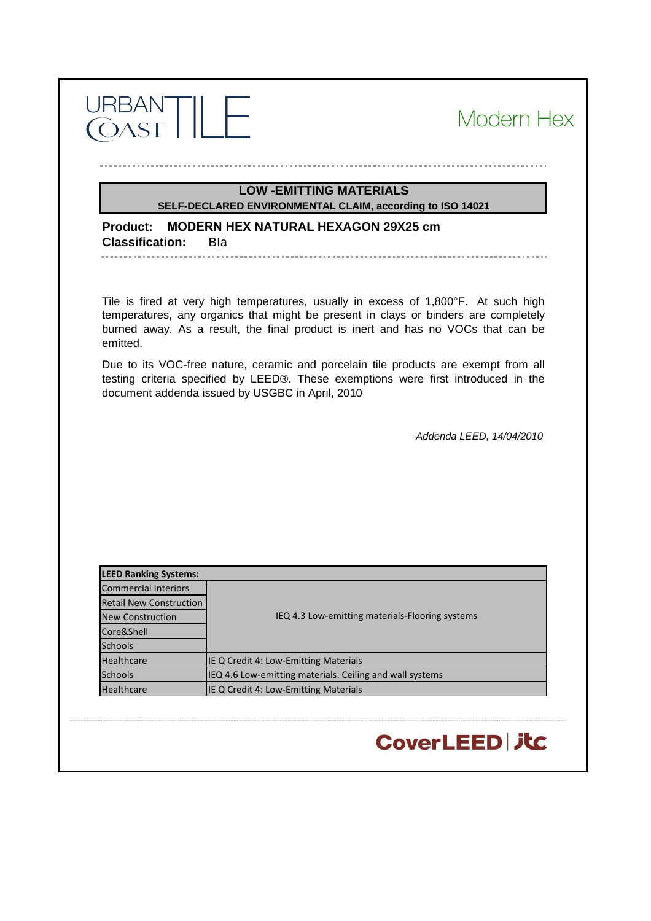URBAN COAST TILE

Modern Hex

## LOW -EMITTING MATERIALS

**SELF-DECLARED ENVIRONMENTAL CLAIM, according to ISO 14021**

**Product: MODERN HEX NATURAL HEXAGON 29X25 cm**
**Classification:** BIa

Tile is fired at very high temperatures, usually in excess of 1,800°F. At such high temperatures, any organics that might be present in clays or binders are completely burned away. As a result, the final product is inert and has no VOCs that can be emitted.

Due to its VOC-free nature, ceramic and porcelain tile products are exempt from all testing criteria specified by LEED®. These exemptions were first introduced in the document addenda issued by USGBC in April, 2010

*Addenda LEED, 14/04/2010*

| **LEED Ranking Systems:** | |
|---|---|
| Commercial Interiors | IEQ 4.3 Low-emitting materials-Flooring systems |
| Retail New Construction | |
| New Construction | |
| Core&Shell | |
| Schools | |
| Healthcare | IE Q Credit 4: Low-Emitting Materials |
| Schools | IEQ 4.6 Low-emitting materials. Ceiling and wall systems |
| Healthcare | IE Q Credit 4: Low-Emitting Materials |

CoverLEED | jtc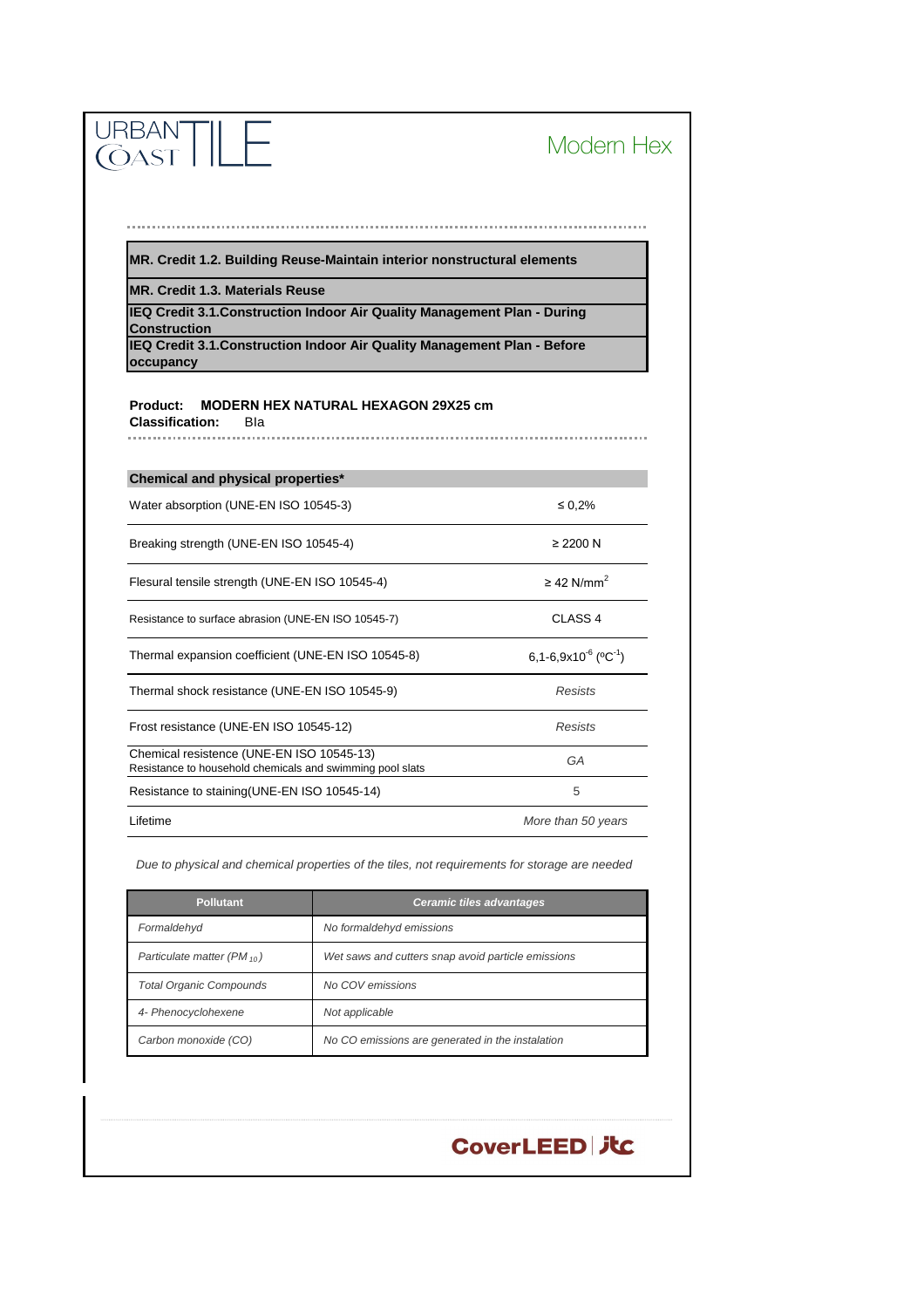URBAN COAST TILE

Modern Hex

**MR. Credit 1.2. Building Reuse-Maintain interior nonstructural elements**

**MR. Credit 1.3. Materials Reuse**

**IEQ Credit 3.1.Construction Indoor Air Quality Management Plan - During Construction**

**IEQ Credit 3.1.Construction Indoor Air Quality Management Plan - Before occupancy**

**Product: MODERN HEX NATURAL HEXAGON 29X25 cm**
**Classification:** BIa

| **Chemical and physical properties*** | |
|---|---|
| Water absorption (UNE-EN ISO 10545-3) | ≤ 0,2% |
| Breaking strength (UNE-EN ISO 10545-4) | ≥ 2200 N |
| Flesural tensile strength (UNE-EN ISO 10545-4) | ≥ 42 $N/mm^2$ |
| Resistance to surface abrasion (UNE-EN ISO 10545-7) | CLASS 4 |
| Thermal expansion coefficient (UNE-EN ISO 10545-8) | 6,1-6,9x$10^{-6}$ (º$C^{-1}$) |
| Thermal shock resistance (UNE-EN ISO 10545-9) | *Resists* |
| Frost resistance (UNE-EN ISO 10545-12) | *Resists* |
| Chemical resistence (UNE-EN ISO 10545-13) Resistance to household chemicals and swimming pool slats | *GA* |
| Resistance to staining(UNE-EN ISO 10545-14) | 5 |
| Lifetime | *More than 50 years* |

*Due to physical and chemical properties of the tiles, not requirements for storage are needed*

| Pollutant | *Ceramic tiles advantages* |
|---|---|
| *Formaldehyd* | *No formaldehyd emissions* |
| *Particulate matter ($PM_{10}$)* | *Wet saws and cutters snap avoid particle emissions* |
| *Total Organic Compounds* | *No COV emissions* |
| *4- Phenocyclohexene* | *Not applicable* |
| *Carbon monoxide (CO)* | *No CO emissions are generated in the instalation* |

CoverLEED | jtc